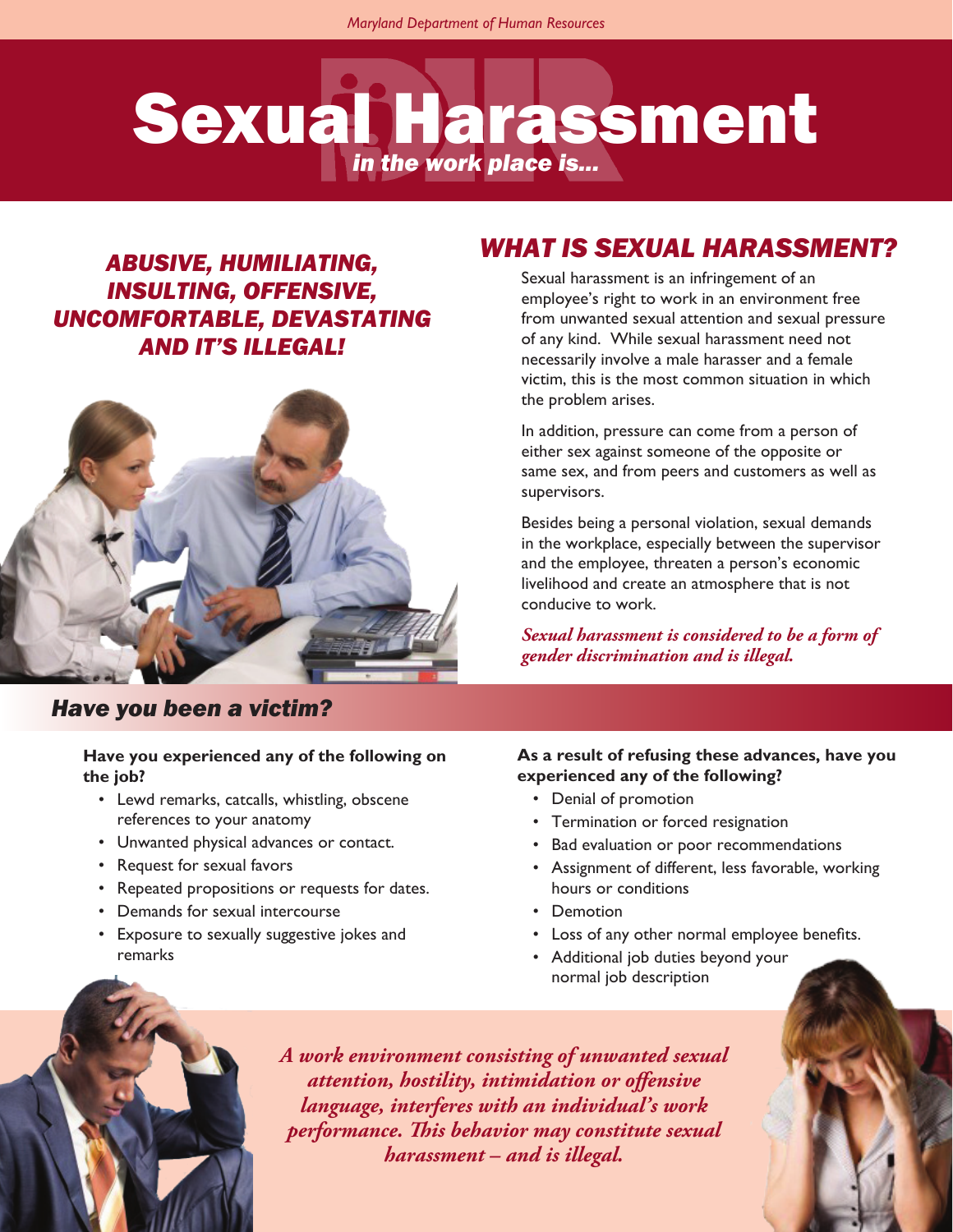Maryland Department of Human Resources

# Sexual Harassment

*in the work place is...*

## *ABUSIVE, HUMILIATING, INSULTING, OFFENSIVE, UNCOMFORTABLE, DEVASTATING AND IT'S ILLEGAL!*

## *WHAT IS SEXUAL HARASSMENT?*

Sexual harassment is an infringement of an employee's right to work in an environment free from unwanted sexual attention and sexual pressure of any kind. While sexual harassment need not necessarily involve a male harasser and a female victim, this is the most common situation in which the problem arises.

In addition, pressure can come from a person of either sex against someone of the opposite or same sex, and from peers and customers as well as supervisors.

Besides being a personal violation, sexual demands in the workplace, especially between the supervisor and the employee, threaten a person's economic livelihood and create an atmosphere that is not conducive to work.

*Sexual harassment is considered to be a form of gender discrimination and is illegal.*

## *Have you been a victim?*

**Have you experienced any of the following on the job?**

- Lewd remarks, catcalls, whistling, obscene references to your anatomy
- Unwanted physical advances or contact.
- Request for sexual favors
- Repeated propositions or requests for dates.
- Demands for sexual intercourse
- Exposure to sexually suggestive jokes and remarks

**As a result of refusing these advances, have you experienced any of the following?**

- Denial of promotion
- Termination or forced resignation
- Bad evaluation or poor recommendations
- Assignment of different, less favorable, working hours or conditions
- Demotion
- Loss of any other normal employee benefits.
- Additional job duties beyond your normal job description

*A work environment consisting of unwanted sexual attention, hostility, intimidation or offensive language, interferes with an individual's work performance. This behavior may constitute sexual harassment – and is illegal.*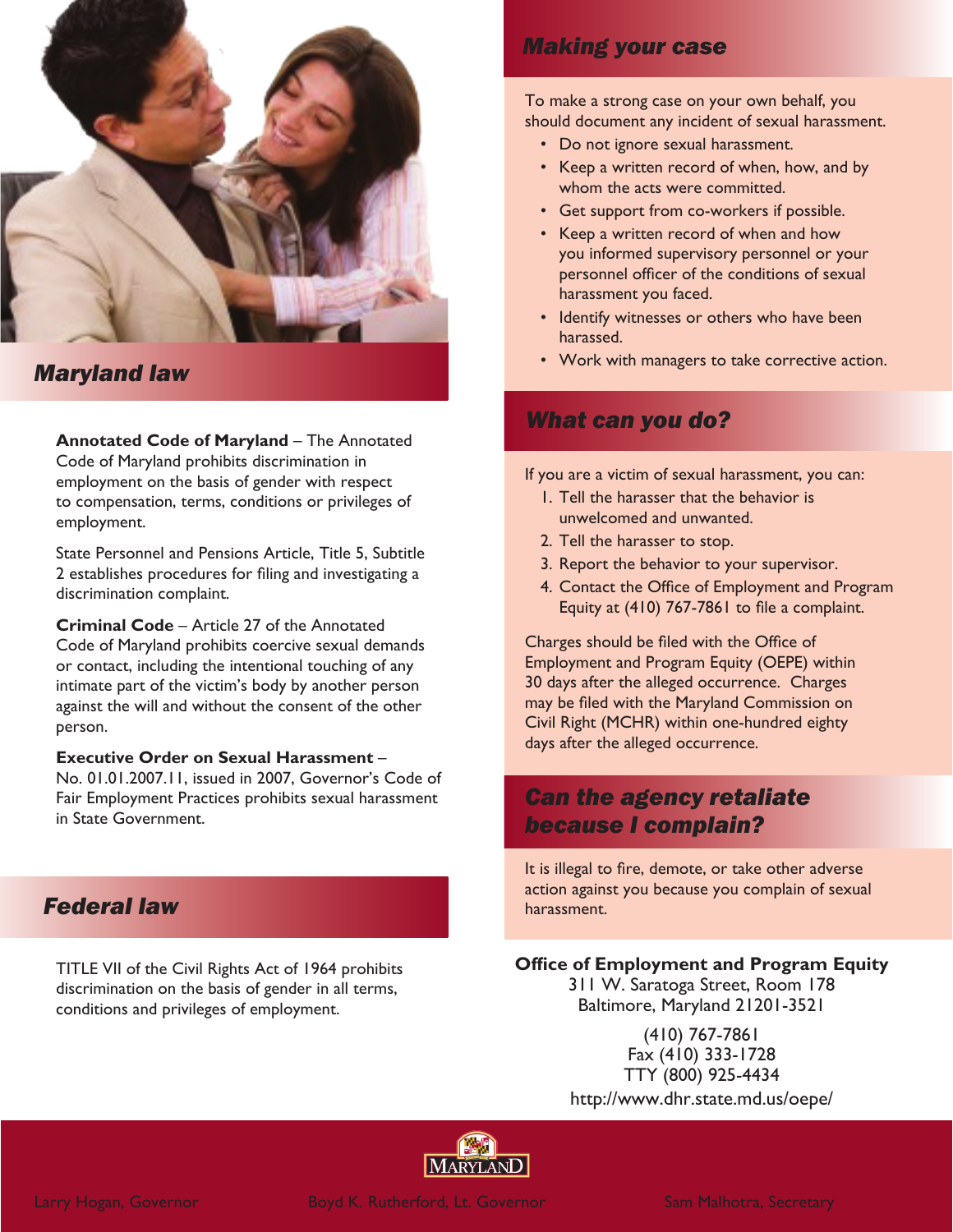## Maryland law

**Annotated Code of Maryland** – The Annotated Code of Maryland prohibits discrimination in employment on the basis of gender with respect to compensation, terms, conditions or privileges of employment.

State Personnel and Pensions Article, Title 5, Subtitle 2 establishes procedures for filing and investigating a discrimination complaint.

**Criminal Code** – Article 27 of the Annotated Code of Maryland prohibits coercive sexual demands or contact, including the intentional touching of any intimate part of the victim's body by another person against the will and without the consent of the other person.

**Executive Order on Sexual Harassment** – No. 01.01.2007.11, issued in 2007, Governor's Code of Fair Employment Practices prohibits sexual harassment in State Government.

## Federal law

TITLE VII of the Civil Rights Act of 1964 prohibits discrimination on the basis of gender in all terms, conditions and privileges of employment.

## Making your case

To make a strong case on your own behalf, you should document any incident of sexual harassment.

- Do not ignore sexual harassment.
- Keep a written record of when, how, and by whom the acts were committed.
- Get support from co-workers if possible.
- Keep a written record of when and how you informed supervisory personnel or your personnel officer of the conditions of sexual harassment you faced.
- Identify witnesses or others who have been harassed.
- Work with managers to take corrective action.

## What can you do?

If you are a victim of sexual harassment, you can:

1. Tell the harasser that the behavior is unwelcomed and unwanted.
2. Tell the harasser to stop.
3. Report the behavior to your supervisor.
4. Contact the Office of Employment and Program Equity at (410) 767-7861 to file a complaint.

Charges should be filed with the Office of Employment and Program Equity (OEPE) within 30 days after the alleged occurrence. Charges may be filed with the Maryland Commission on Civil Right (MCHR) within one-hundred eighty days after the alleged occurrence.

## Can the agency retaliate because I complain?

It is illegal to fire, demote, or take other adverse action against you because you complain of sexual harassment.

**Office of Employment and Program Equity**
311 W. Saratoga Street, Room 178
Baltimore, Maryland 21201-3521

(410) 767-7861
Fax (410) 333-1728
TTY (800) 925-4434
http://www.dhr.state.md.us/oepe/

MARYLAND

Larry Hogan, Governor | Boyd K. Rutherford, Lt. Governor | Sam Malhotra, Secretary